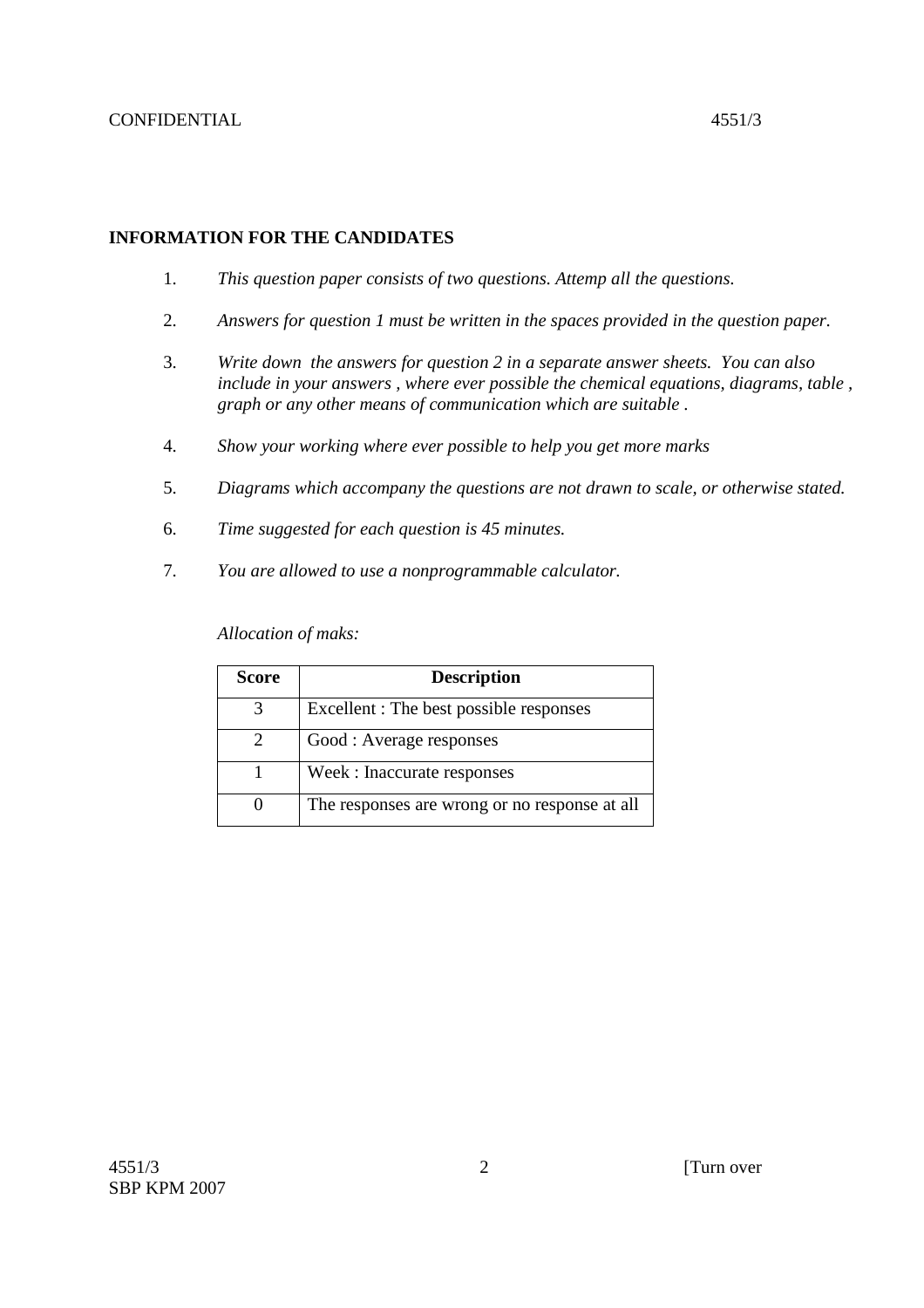## INFORMATION FOR THE CANDIDATES

1. *This question paper consists of two questions. Attemp all the questions.*
2. *Answers for question 1 must be written in the spaces provided in the question paper.*
3. *Write down the answers for question 2 in a separate answer sheets. You can also include in your answers , where ever possible the chemical equations, diagrams, table , graph or any other means of communication which are suitable .*
4. *Show your working where ever possible to help you get more marks*
5. *Diagrams which accompany the questions are not drawn to scale, or otherwise stated.*
6. *Time suggested for each question is 45 minutes.*
7. *You are allowed to use a nonprogrammable calculator.*

*Allocation of maks:*

| **Score** | **Description** |
|---|---|
| 3 | Excellent : The best possible responses |
| 2 | Good : Average responses |
| 1 | Week : Inaccurate responses |
| 0 | The responses are wrong or no response at all |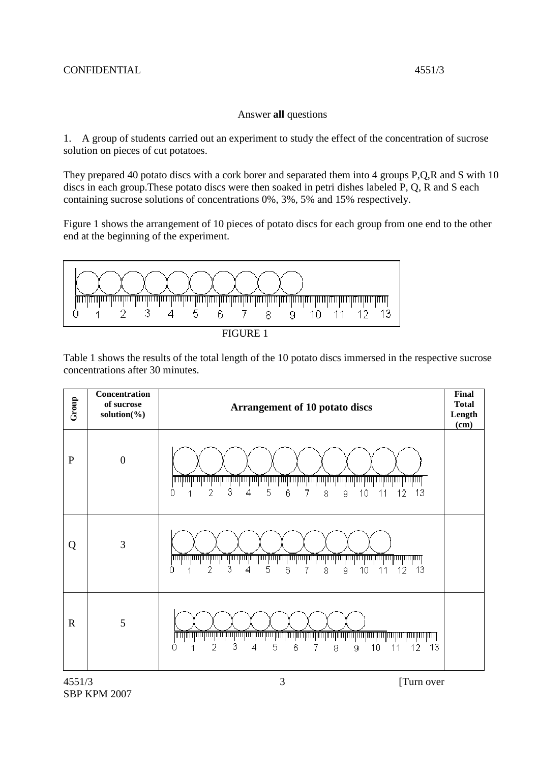Answer **all** questions

1. A group of students carried out an experiment to study the effect of the concentration of sucrose solution on pieces of cut potatoes.

They prepared 40 potato discs with a cork borer and separated them into 4 groups P,Q,R and S with 10 discs in each group.These potato discs were then soaked in petri dishes labeled P, Q, R and S each containing sucrose solutions of concentrations 0%, 3%, 5% and 15% respectively.

Figure 1 shows the arrangement of 10 pieces of potato discs for each group from one end to the other end at the beginning of the experiment.

FIGURE 1

Table 1 shows the results of the total length of the 10 potato discs immersed in the respective sucrose concentrations after 30 minutes.

| Group | Concentration of sucrose solution(%) | Arrangement of 10 potato discs | Final Total Length (cm) |
|---|---|---|---|
| P | 0 | | |
| Q | 3 | | |
| R | 5 | | |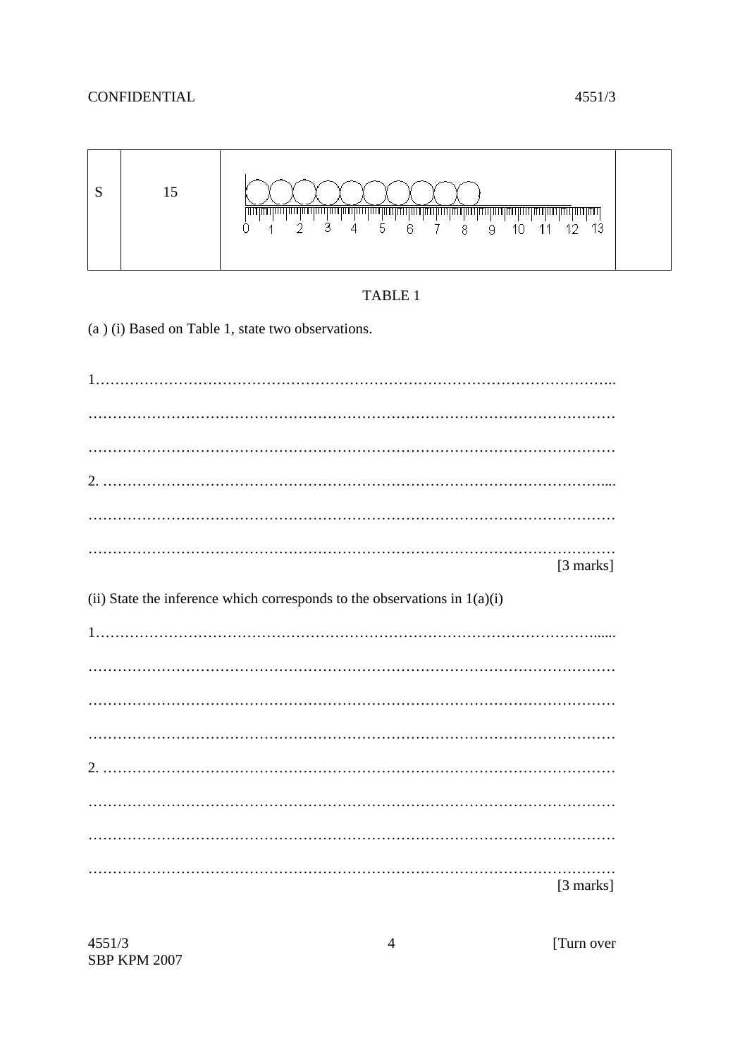| S | 15 | | |
|---|---|---|---|

TABLE 1

(a ) (i) Based on Table 1, state two observations.

1………………………………………………………………………………………..

…………………………………………………………………………………………

…………………………………………………………………………………………

2. ……………………………………………………………………………………....

…………………………………………………………………………………………

…………………………………………………………………………………………

[3 marks]

(ii) State the inference which corresponds to the observations in 1(a)(i)

1…………………………………………………………………………………….....

…………………………………………………………………………………………

…………………………………………………………………………………………

…………………………………………………………………………………………

2. ………………………………………………………………………………………

…………………………………………………………………………………………

…………………………………………………………………………………………

…………………………………………………………………………………………

[3 marks]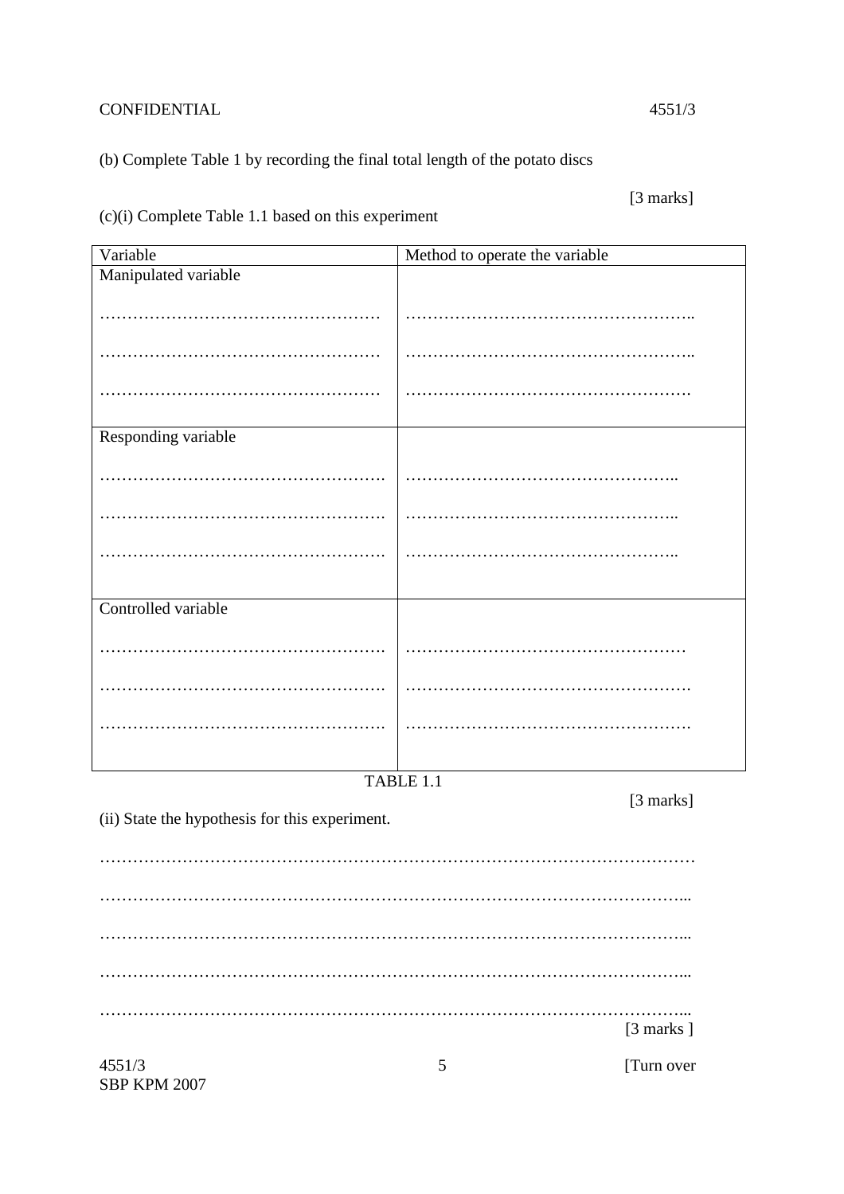(b) Complete Table 1 by recording the final total length of the potato discs

[3 marks]

(c)(i) Complete Table 1.1 based on this experiment

| Variable | Method to operate the variable |
| --- | --- |
| Manipulated variable<br><br>……………………………………………<br><br>……………………………………………<br><br>…………………………………………… | ……………………………………………..<br><br>……………………………………………..<br><br>……………………………………………. |
| Responding variable<br><br>…………………………………………….<br><br>…………………………………………….<br><br>……………………………………………. | …………………………………………..<br><br>…………………………………………..<br><br>………………………………………….. |
| Controlled variable<br><br>…………………………………………….<br><br>…………………………………………….<br><br>……………………………………………. | ……………………………………………<br><br>…………………………………………….<br><br>……………………………………………. |

TABLE 1.1

[3 marks]

(ii) State the hypothesis for this experiment.

……………………………………………………………………………………………

……………………………………………………………………………………………...

……………………………………………………………………………………………...

……………………………………………………………………………………………..

……………………………………………………………………………………………...

[3 marks ]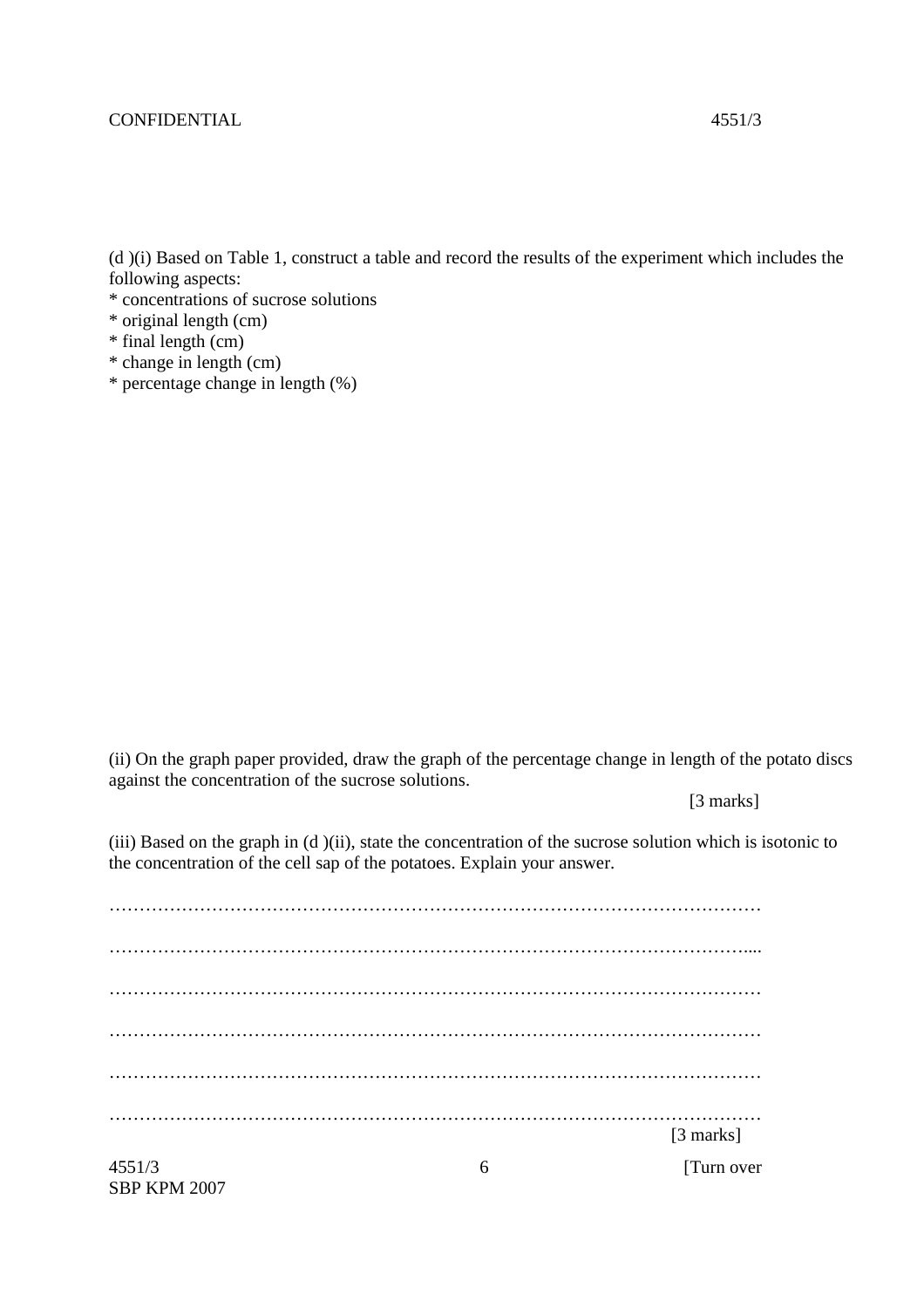(d )(i) Based on Table 1, construct a table and record the results of the experiment which includes the following aspects:

* concentrations of sucrose solutions
* original length (cm)
* final length (cm)
* change in length (cm)
* percentage change in length (%)

(ii) On the graph paper provided, draw the graph of the percentage change in length of the potato discs against the concentration of the sucrose solutions.

[3 marks]

(iii) Based on the graph in (d )(ii), state the concentration of the sucrose solution which is isotonic to the concentration of the cell sap of the potatoes. Explain your answer.

…………………………………………………………………………………………

…………………………………………………………………………………………

…………………………………………………………………………………………

…………………………………………………………………………………………

…………………………………………………………………………………………

…………………………………………………………………………………………

[3 marks]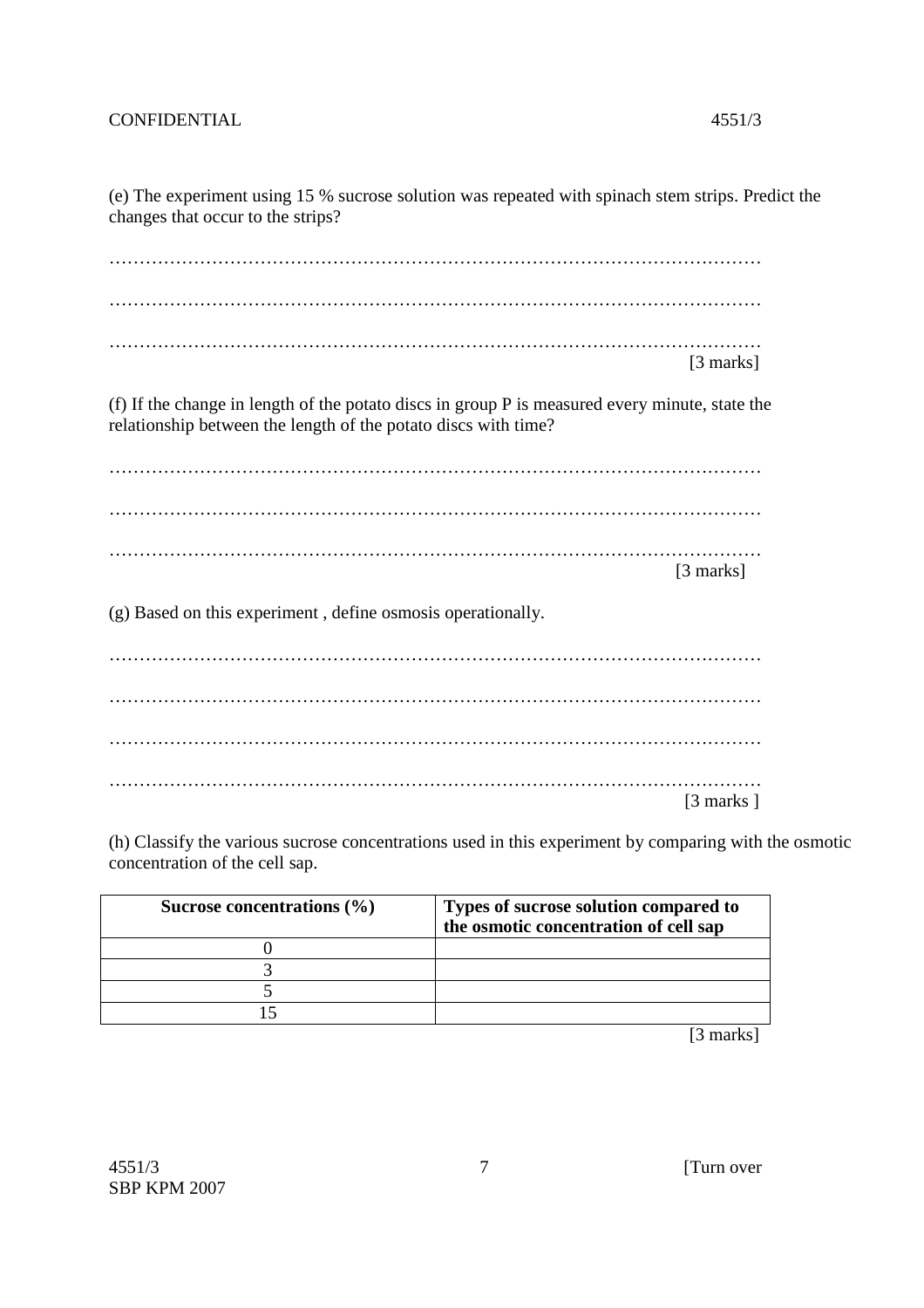(e) The experiment using 15 % sucrose solution was repeated with spinach stem strips. Predict the changes that occur to the strips?

…………………………………………………………………………………………………

…………………………………………………………………………………………………

…………………………………………………………………………………………………
[3 marks]

(f) If the change in length of the potato discs in group P is measured every minute, state the relationship between the length of the potato discs with time?

…………………………………………………………………………………………………

…………………………………………………………………………………………………

…………………………………………………………………………………………………
[3 marks]

(g) Based on this experiment , define osmosis operationally.

…………………………………………………………………………………………………

…………………………………………………………………………………………………

…………………………………………………………………………………………………

…………………………………………………………………………………………………
[3 marks ]

(h) Classify the various sucrose concentrations used in this experiment by comparing with the osmotic concentration of the cell sap.

| **Sucrose concentrations (%)** | **Types of sucrose solution compared to the osmotic concentration of cell sap** |
|---|---|
| 0 | |
| 3 | |
| 5 | |
| 15 | |

[3 marks]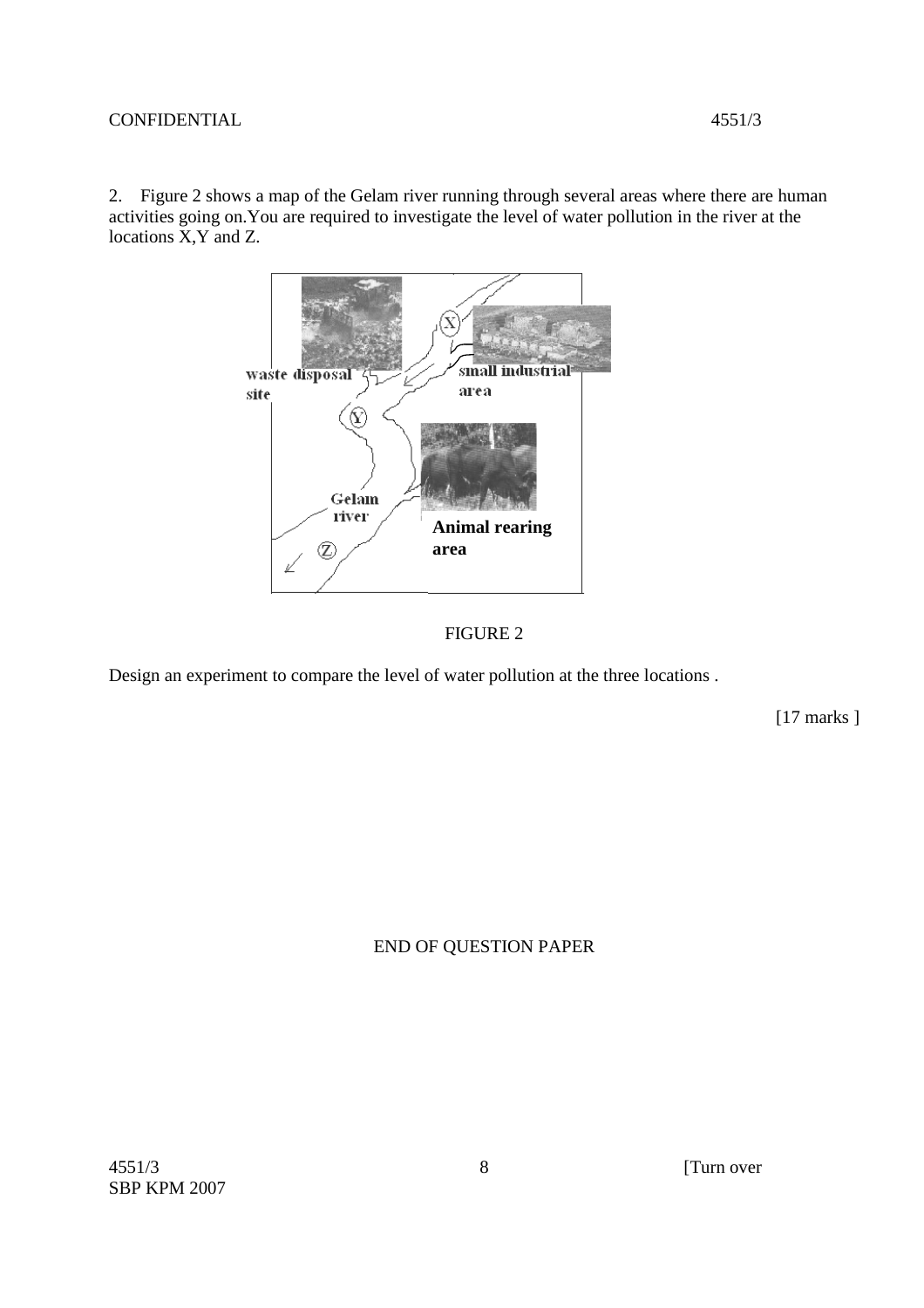2. Figure 2 shows a map of the Gelam river running through several areas where there are human activities going on.You are required to investigate the level of water pollution in the river at the locations X,Y and Z.

waste disposal site

small industrial area

Gelam river

Animal rearing area

X

Y

Z

FIGURE 2

Design an experiment to compare the level of water pollution at the three locations .

[17 marks ]

END OF QUESTION PAPER